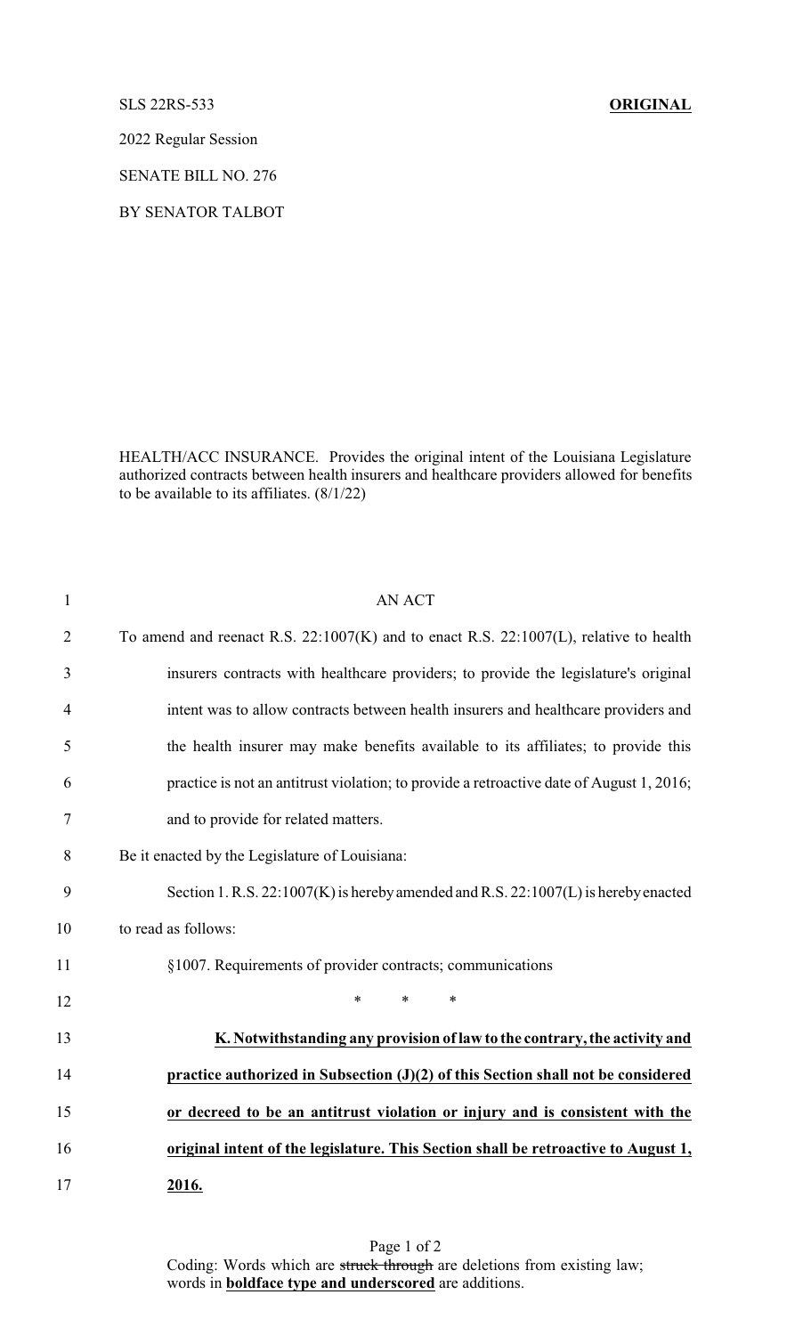SLS 22RS-533 **ORIGINAL**

2022 Regular Session

SENATE BILL NO. 276

BY SENATOR TALBOT

HEALTH/ACC INSURANCE. Provides the original intent of the Louisiana Legislature authorized contracts between health insurers and healthcare providers allowed for benefits to be available to its affiliates. (8/1/22)

AN ACT

To amend and reenact R.S. 22:1007(K) and to enact R.S. 22:1007(L), relative to health insurers contracts with healthcare providers; to provide the legislature's original intent was to allow contracts between health insurers and healthcare providers and the health insurer may make benefits available to its affiliates; to provide this practice is not an antitrust violation; to provide a retroactive date of August 1, 2016; and to provide for related matters.

Be it enacted by the Legislature of Louisiana:

Section 1. R.S. 22:1007(K) is hereby amended and R.S. 22:1007(L) is hereby enacted to read as follows:

§1007. Requirements of provider contracts; communications

\* \* \*

**<u>K. Notwithstanding any provision of law to the contrary, the activity and practice authorized in Subsection (J)(2) of this Section shall not be considered or decreed to be an antitrust violation or injury and is consistent with the original intent of the legislature. This Section shall be retroactive to August 1, 2016.</u>**

Coding: Words which are ~~struck through~~ are deletions from existing law; words in **<u>boldface type and underscored</u>** are additions.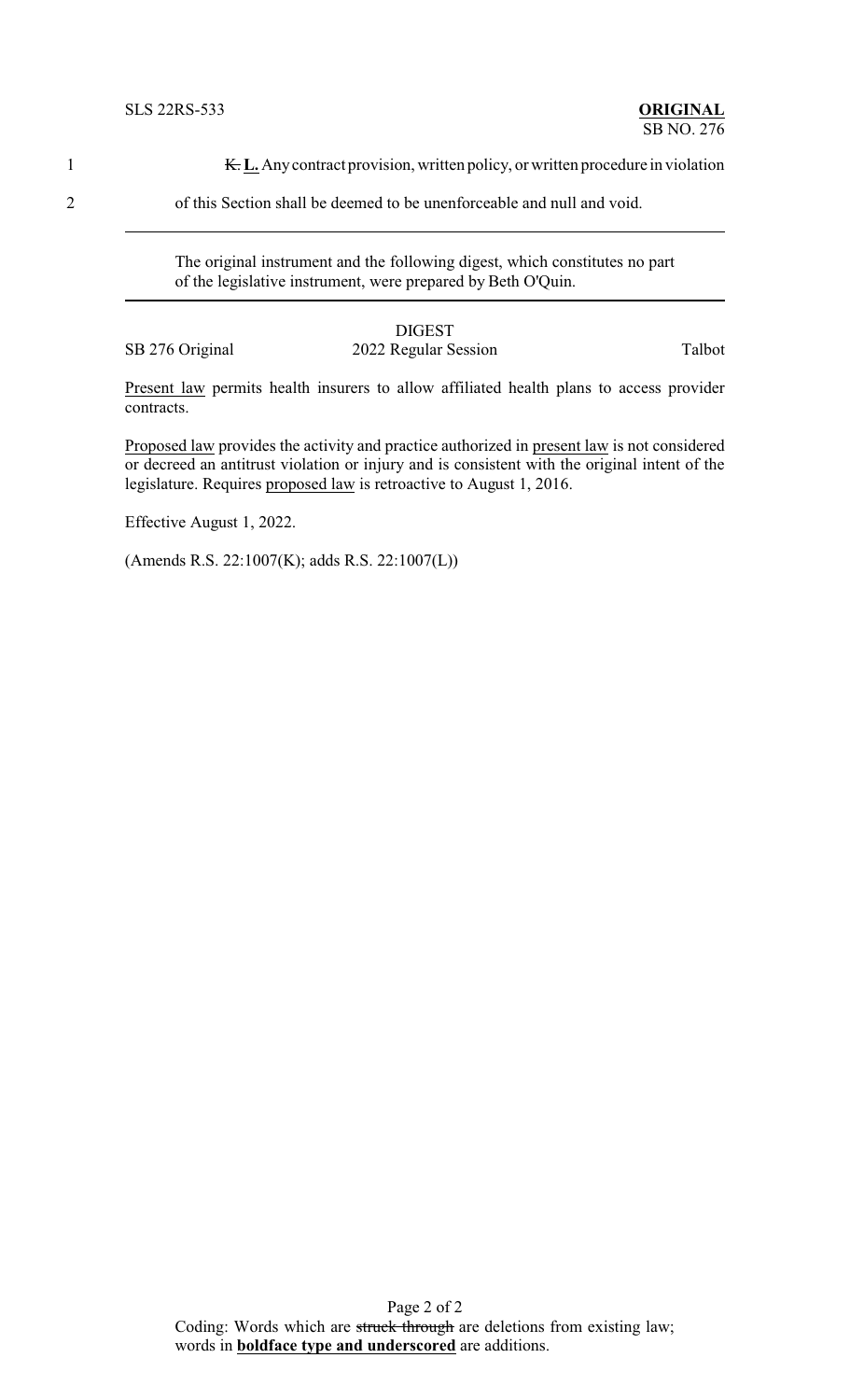1 ~~K.~~ **L.** Any contract provision, written policy, or written procedure in violation

2 of this Section shall be deemed to be unenforceable and null and void.

---

The original instrument and the following digest, which constitutes no part of the legislative instrument, were prepared by Beth O'Quin.

---

DIGEST

SB 276 Original 2022 Regular Session Talbot

Present law permits health insurers to allow affiliated health plans to access provider contracts.

Proposed law provides the activity and practice authorized in present law is not considered or decreed an antitrust violation or injury and is consistent with the original intent of the legislature. Requires proposed law is retroactive to August 1, 2016.

Effective August 1, 2022.

(Amends R.S. 22:1007(K); adds R.S. 22:1007(L))

Coding: Words which are ~~struck through~~ are deletions from existing law; words in **boldface type and underscored** are additions.